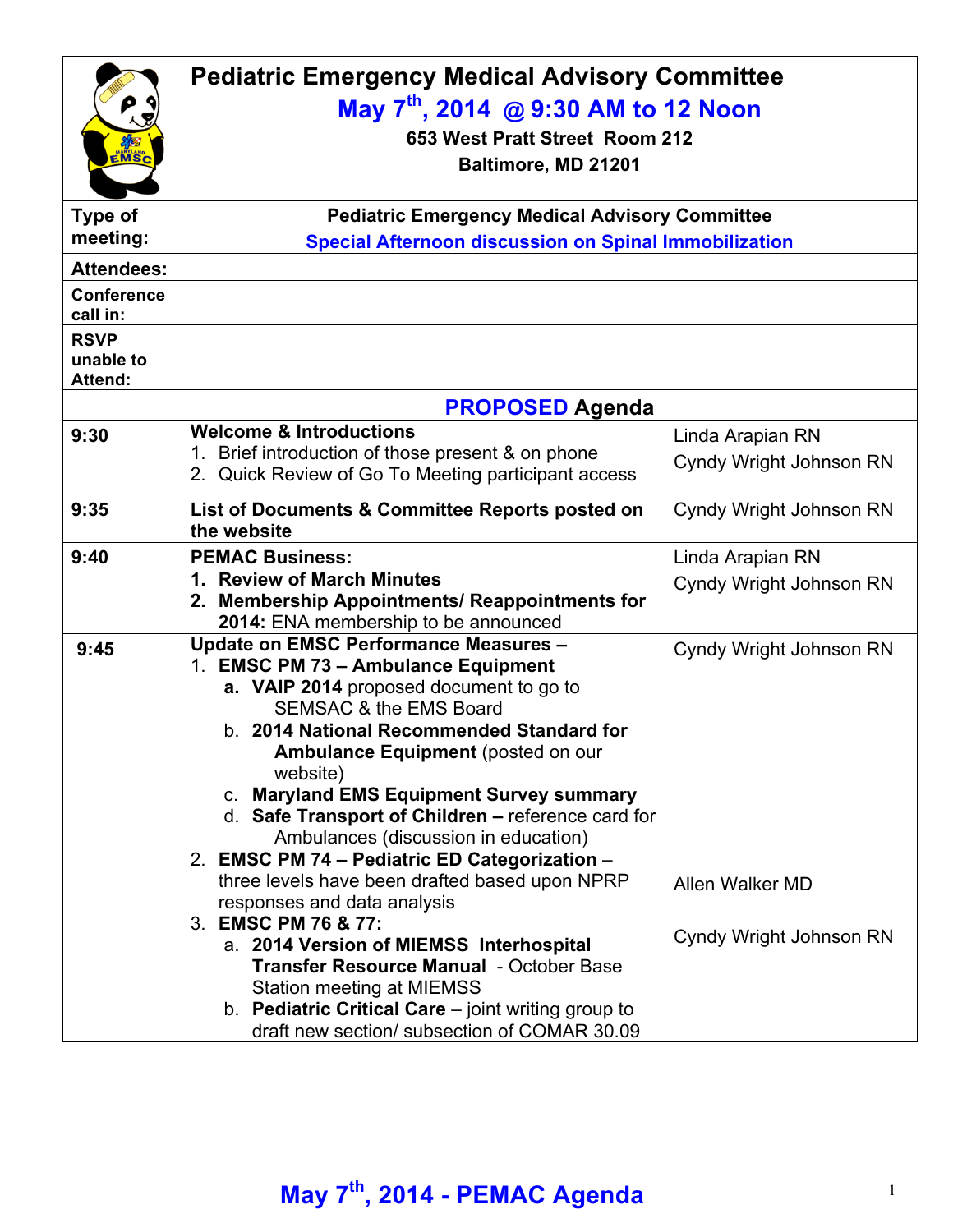# Pediatric Emergency Medical Advisory Committee

## May 7th, 2014 @ 9:30 AM to 12 Noon

**653 West Pratt Street Room 212**
**Baltimore, MD 21201**

| | | |
|---|---|---|
| **Type of meeting:** | **Pediatric Emergency Medical Advisory Committee** <br> **Special Afternoon discussion on Spinal Immobilization** | |
| **Attendees:** | | |
| **Conference call in:** | | |
| **RSVP unable to Attend:** | | |
| | **PROPOSED Agenda** | |
| **9:30** | **Welcome & Introductions** <br> 1. Brief introduction of those present & on phone <br> 2. Quick Review of Go To Meeting participant access | Linda Arapian RN <br> Cyndy Wright Johnson RN |
| **9:35** | **List of Documents & Committee Reports posted on the website** | Cyndy Wright Johnson RN |
| **9:40** | **PEMAC Business:** <br> **1. Review of March Minutes** <br> **2. Membership Appointments/ Reappointments for 2014:** ENA membership to be announced | Linda Arapian RN <br> Cyndy Wright Johnson RN |
| **9:45** | **Update on EMSC Performance Measures –** <br> 1. **EMSC PM 73 – Ambulance Equipment** <br> a. **VAIP 2014** proposed document to go to SEMSAC & the EMS Board <br> b. **2014 National Recommended Standard for Ambulance Equipment** (posted on our website) <br> c. **Maryland EMS Equipment Survey summary** <br> d. **Safe Transport of Children –** reference card for Ambulances (discussion in education) <br> 2. **EMSC PM 74 – Pediatric ED Categorization** – three levels have been drafted based upon NPRP responses and data analysis <br> 3. **EMSC PM 76 & 77:** <br> a. **2014 Version of MIEMSS Interhospital Transfer Resource Manual** - October Base Station meeting at MIEMSS <br> b. **Pediatric Critical Care** – joint writing group to draft new section/ subsection of COMAR 30.09 | Cyndy Wright Johnson RN <br><br><br><br><br><br><br> Allen Walker MD <br><br> Cyndy Wright Johnson RN |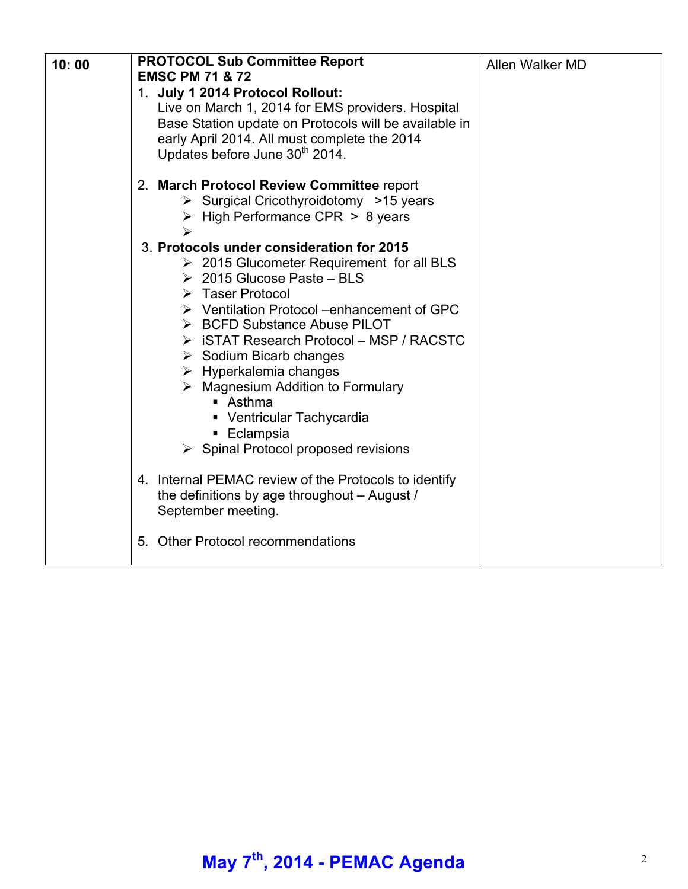| 10: 00 | **PROTOCOL Sub Committee Report**<br>**EMSC PM 71 & 72**<br>1. **July 1 2014 Protocol Rollout:** Live on March 1, 2014 for EMS providers. Hospital Base Station update on Protocols will be available in early April 2014. All must complete the 2014 Updates before June 30th 2014.<br><br>2. **March Protocol Review Committee** report<br>➢ Surgical Cricothyroidotomy >15 years<br>➢ High Performance CPR > 8 years<br>➢<br><br>3. **Protocols under consideration for 2015**<br>➢ 2015 Glucometer Requirement for all BLS<br>➢ 2015 Glucose Paste – BLS<br>➢ Taser Protocol<br>➢ Ventilation Protocol –enhancement of GPC<br>➢ BCFD Substance Abuse PILOT<br>➢ iSTAT Research Protocol – MSP / RACSTC<br>➢ Sodium Bicarb changes<br>➢ Hyperkalemia changes<br>➢ Magnesium Addition to Formulary<br>▪ Asthma<br>▪ Ventricular Tachycardia<br>▪ Eclampsia<br>➢ Spinal Protocol proposed revisions<br><br>4. Internal PEMAC review of the Protocols to identify the definitions by age throughout – August / September meeting.<br><br>5. Other Protocol recommendations | Allen Walker MD |
|---|---|---|

**May 7th, 2014 - PEMAC Agenda**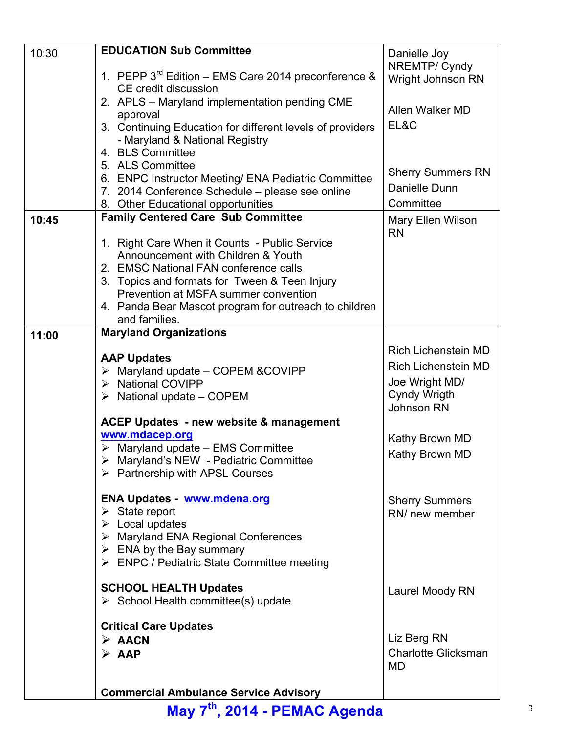| | | |
|---|---|---|
| 10:30 | **EDUCATION Sub Committee**<br><br>1. PEPP 3rd Edition – EMS Care 2014 preconference & CE credit discussion<br>2. APLS – Maryland implementation pending CME approval<br>3. Continuing Education for different levels of providers - Maryland & National Registry<br>4. BLS Committee<br>5. ALS Committee<br>6. ENPC Instructor Meeting/ ENA Pediatric Committee<br>7. 2014 Conference Schedule – please see online<br>8. Other Educational opportunities | Danielle Joy NREMTP/ Cyndy Wright Johnson RN<br><br>Allen Walker MD<br>EL&C<br><br>Sherry Summers RN<br>Danielle Dunn<br>Committee |
| **10:45** | **Family Centered Care Sub Committee**<br><br>1. Right Care When it Counts - Public Service Announcement with Children & Youth<br>2. EMSC National FAN conference calls<br>3. Topics and formats for Tween & Teen Injury Prevention at MSFA summer convention<br>4. Panda Bear Mascot program for outreach to children and families. | Mary Ellen Wilson RN |
| **11:00** | **Maryland Organizations**<br><br>**AAP Updates**<br>➢ Maryland update – COPEM &COVIPP<br>➢ National COVIPP<br>➢ National update – COPEM<br><br>**ACEP Updates - new website & management**<br>**www.mdacep.org**<br>➢ Maryland update – EMS Committee<br>➢ Maryland's NEW - Pediatric Committee<br>➢ Partnership with APSL Courses<br><br>**ENA Updates - www.mdena.org**<br>➢ State report<br>➢ Local updates<br>➢ Maryland ENA Regional Conferences<br>➢ ENA by the Bay summary<br>➢ ENPC / Pediatric State Committee meeting<br><br>**SCHOOL HEALTH Updates**<br>➢ School Health committee(s) update<br><br>**Critical Care Updates**<br>➢ **AACN**<br>➢ **AAP**<br><br>**Commercial Ambulance Service Advisory** | Rich Lichenstein MD<br>Rich Lichenstein MD<br>Joe Wright MD/ Cyndy Wrigth Johnson RN<br><br>Kathy Brown MD<br>Kathy Brown MD<br><br>Sherry Summers RN/ new member<br><br>Laurel Moody RN<br><br>Liz Berg RN<br>Charlotte Glicksman MD |

**May 7th, 2014 - PEMAC Agenda**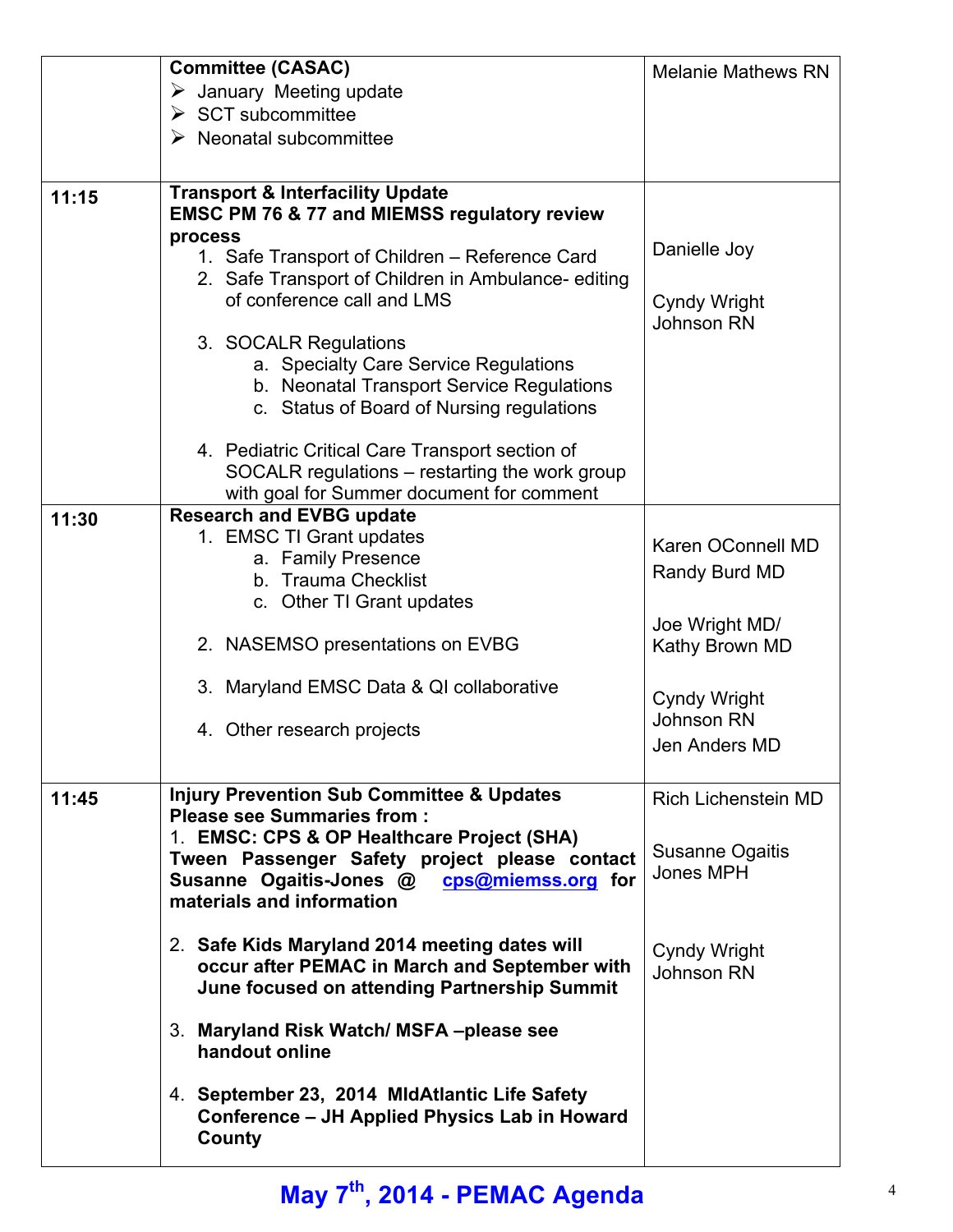| | | |
|---|---|---|
| | **Committee (CASAC)**<br>➢ January Meeting update<br>➢ SCT subcommittee<br>➢ Neonatal subcommittee | Melanie Mathews RN |
| **11:15** | **Transport & Interfacility Update**<br>**EMSC PM 76 & 77 and MIEMSS regulatory review process**<br>1. Safe Transport of Children – Reference Card<br>2. Safe Transport of Children in Ambulance- editing of conference call and LMS<br>3. SOCALR Regulations<br>&nbsp;&nbsp;&nbsp;a. Specialty Care Service Regulations<br>&nbsp;&nbsp;&nbsp;b. Neonatal Transport Service Regulations<br>&nbsp;&nbsp;&nbsp;c. Status of Board of Nursing regulations<br>4. Pediatric Critical Care Transport section of SOCALR regulations – restarting the work group with goal for Summer document for comment | Danielle Joy<br><br>Cyndy Wright Johnson RN |
| **11:30** | **Research and EVBG update**<br>1. EMSC TI Grant updates<br>&nbsp;&nbsp;&nbsp;a. Family Presence<br>&nbsp;&nbsp;&nbsp;b. Trauma Checklist<br>&nbsp;&nbsp;&nbsp;c. Other TI Grant updates<br>2. NASEMSO presentations on EVBG<br>3. Maryland EMSC Data & QI collaborative<br>4. Other research projects | Karen OConnell MD<br>Randy Burd MD<br><br>Joe Wright MD/<br>Kathy Brown MD<br><br>Cyndy Wright Johnson RN<br>Jen Anders MD |
| **11:45** | **Injury Prevention Sub Committee & Updates**<br>**Please see Summaries from :**<br>1. **EMSC: CPS & OP Healthcare Project (SHA) Tween Passenger Safety project please contact Susanne Ogaitis-Jones @ cps@miemss.org for materials and information**<br>2. **Safe Kids Maryland 2014 meeting dates will occur after PEMAC in March and September with June focused on attending Partnership Summit**<br>3. **Maryland Risk Watch/ MSFA –please see handout online**<br>4. **September 23, 2014 MIdAtlantic Life Safety Conference – JH Applied Physics Lab in Howard County** | Rich Lichenstein MD<br><br>Susanne Ogaitis Jones MPH<br><br>Cyndy Wright Johnson RN |

**May 7th, 2014 - PEMAC Agenda**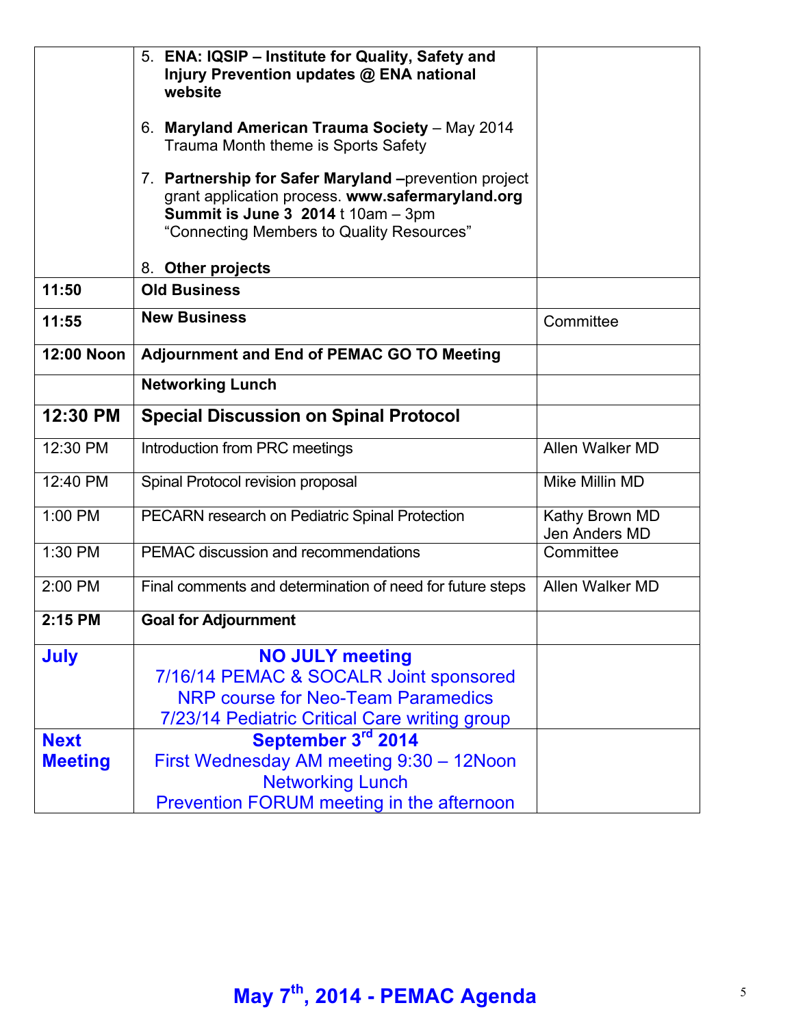| | | |
|---|---|---|
| | 5. **ENA: IQSIP – Institute for Quality, Safety and Injury Prevention updates @ ENA national website**<br><br>6. **Maryland American Trauma Society** – May 2014 Trauma Month theme is Sports Safety<br><br>7. **Partnership for Safer Maryland –**prevention project grant application process. **www.safermaryland.org Summit is June 3 2014** t 10am – 3pm "Connecting Members to Quality Resources"<br><br>8. **Other projects** | |
| **11:50** | **Old Business** | |
| **11:55** | **New Business** | Committee |
| **12:00 Noon** | **Adjournment and End of PEMAC GO TO Meeting** | |
| | **Networking Lunch** | |
| **12:30 PM** | **Special Discussion on Spinal Protocol** | |
| 12:30 PM | Introduction from PRC meetings | Allen Walker MD |
| 12:40 PM | Spinal Protocol revision proposal | Mike Millin MD |
| 1:00 PM | PECARN research on Pediatric Spinal Protection | Kathy Brown MD<br>Jen Anders MD |
| 1:30 PM | PEMAC discussion and recommendations | Committee |
| 2:00 PM | Final comments and determination of need for future steps | Allen Walker MD |
| **2:15 PM** | **Goal for Adjournment** | |
| **July** | **NO JULY meeting**<br>7/16/14 PEMAC & SOCALR Joint sponsored NRP course for Neo-Team Paramedics<br>7/23/14 Pediatric Critical Care writing group | |
| **Next Meeting** | **September 3rd 2014**<br>First Wednesday AM meeting 9:30 – 12Noon<br>Networking Lunch<br>Prevention FORUM meeting in the afternoon | |

**May 7th, 2014 - PEMAC Agenda**